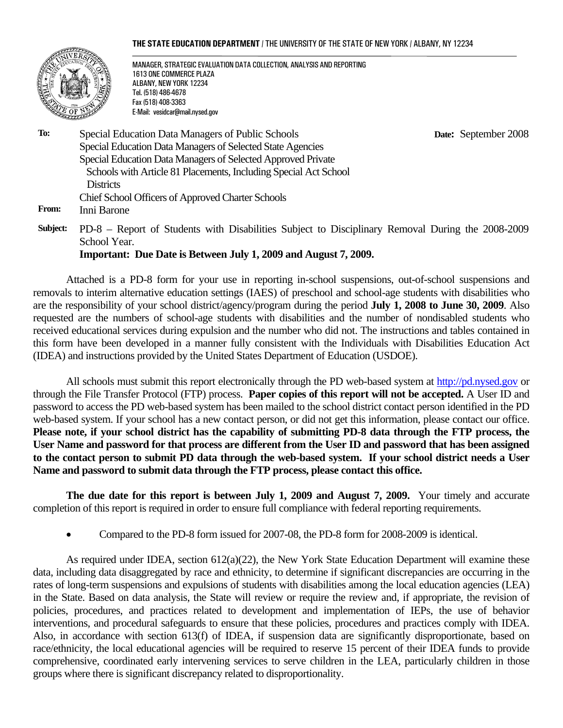**THE STATE EDUCATION DEPARTMENT** / THE UNIVERSITY OF THE STATE OF NEW YORK / ALBANY, NY 12234

MANAGER, STRATEGIC EVALUATION DATA COLLECTION, ANALYSIS AND REPORTING
1613 ONE COMMERCE PLAZA
ALBANY, NEW YORK 12234
Tel. (518) 486-4678
Fax (518) 408-3363
E-Mail: vesidcar@mail.nysed.gov

**To:** Special Education Data Managers of Public Schools
Special Education Data Managers of Selected State Agencies
Special Education Data Managers of Selected Approved Private Schools with Article 81 Placements, Including Special Act School Districts
Chief School Officers of Approved Charter Schools

**Date:** September 2008

**From:** Inni Barone

**Subject:** PD-8 – Report of Students with Disabilities Subject to Disciplinary Removal During the 2008-2009 School Year.
**Important: Due Date is Between July 1, 2009 and August 7, 2009.**

Attached is a PD-8 form for your use in reporting in-school suspensions, out-of-school suspensions and removals to interim alternative education settings (IAES) of preschool and school-age students with disabilities who are the responsibility of your school district/agency/program during the period **July 1, 2008 to June 30, 2009**. Also requested are the numbers of school-age students with disabilities and the number of nondisabled students who received educational services during expulsion and the number who did not. The instructions and tables contained in this form have been developed in a manner fully consistent with the Individuals with Disabilities Education Act (IDEA) and instructions provided by the United States Department of Education (USDOE).

All schools must submit this report electronically through the PD web-based system at http://pd.nysed.gov or through the File Transfer Protocol (FTP) process. **Paper copies of this report will not be accepted.** A User ID and password to access the PD web-based system has been mailed to the school district contact person identified in the PD web-based system. If your school has a new contact person, or did not get this information, please contact our office. **Please note, if your school district has the capability of submitting PD-8 data through the FTP process, the User Name and password for that process are different from the User ID and password that has been assigned to the contact person to submit PD data through the web-based system. If your school district needs a User Name and password to submit data through the FTP process, please contact this office.**

**The due date for this report is between July 1, 2009 and August 7, 2009.** Your timely and accurate completion of this report is required in order to ensure full compliance with federal reporting requirements.

- Compared to the PD-8 form issued for 2007-08, the PD-8 form for 2008-2009 is identical.

As required under IDEA, section 612(a)(22), the New York State Education Department will examine these data, including data disaggregated by race and ethnicity, to determine if significant discrepancies are occurring in the rates of long-term suspensions and expulsions of students with disabilities among the local education agencies (LEA) in the State. Based on data analysis, the State will review or require the review and, if appropriate, the revision of policies, procedures, and practices related to development and implementation of IEPs, the use of behavior interventions, and procedural safeguards to ensure that these policies, procedures and practices comply with IDEA. Also, in accordance with section 613(f) of IDEA, if suspension data are significantly disproportionate, based on race/ethnicity, the local educational agencies will be required to reserve 15 percent of their IDEA funds to provide comprehensive, coordinated early intervening services to serve children in the LEA, particularly children in those groups where there is significant discrepancy related to disproportionality.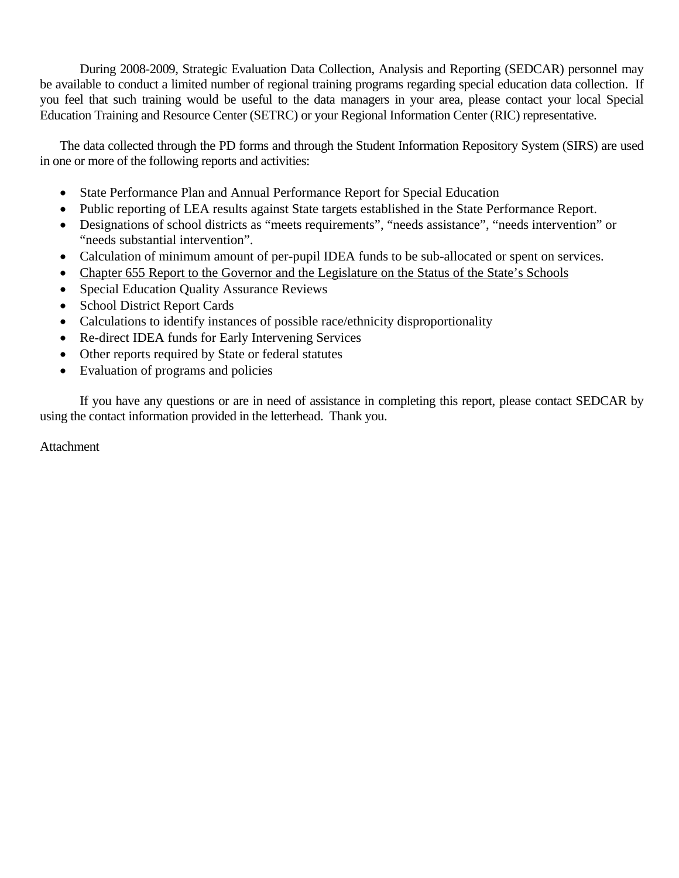During 2008-2009, Strategic Evaluation Data Collection, Analysis and Reporting (SEDCAR) personnel may be available to conduct a limited number of regional training programs regarding special education data collection. If you feel that such training would be useful to the data managers in your area, please contact your local Special Education Training and Resource Center (SETRC) or your Regional Information Center (RIC) representative.

The data collected through the PD forms and through the Student Information Repository System (SIRS) are used in one or more of the following reports and activities:

- State Performance Plan and Annual Performance Report for Special Education
- Public reporting of LEA results against State targets established in the State Performance Report.
- Designations of school districts as "meets requirements", "needs assistance", "needs intervention" or "needs substantial intervention".
- Calculation of minimum amount of per-pupil IDEA funds to be sub-allocated or spent on services.
- Chapter 655 Report to the Governor and the Legislature on the Status of the State's Schools
- Special Education Quality Assurance Reviews
- School District Report Cards
- Calculations to identify instances of possible race/ethnicity disproportionality
- Re-direct IDEA funds for Early Intervening Services
- Other reports required by State or federal statutes
- Evaluation of programs and policies

If you have any questions or are in need of assistance in completing this report, please contact SEDCAR by using the contact information provided in the letterhead. Thank you.

Attachment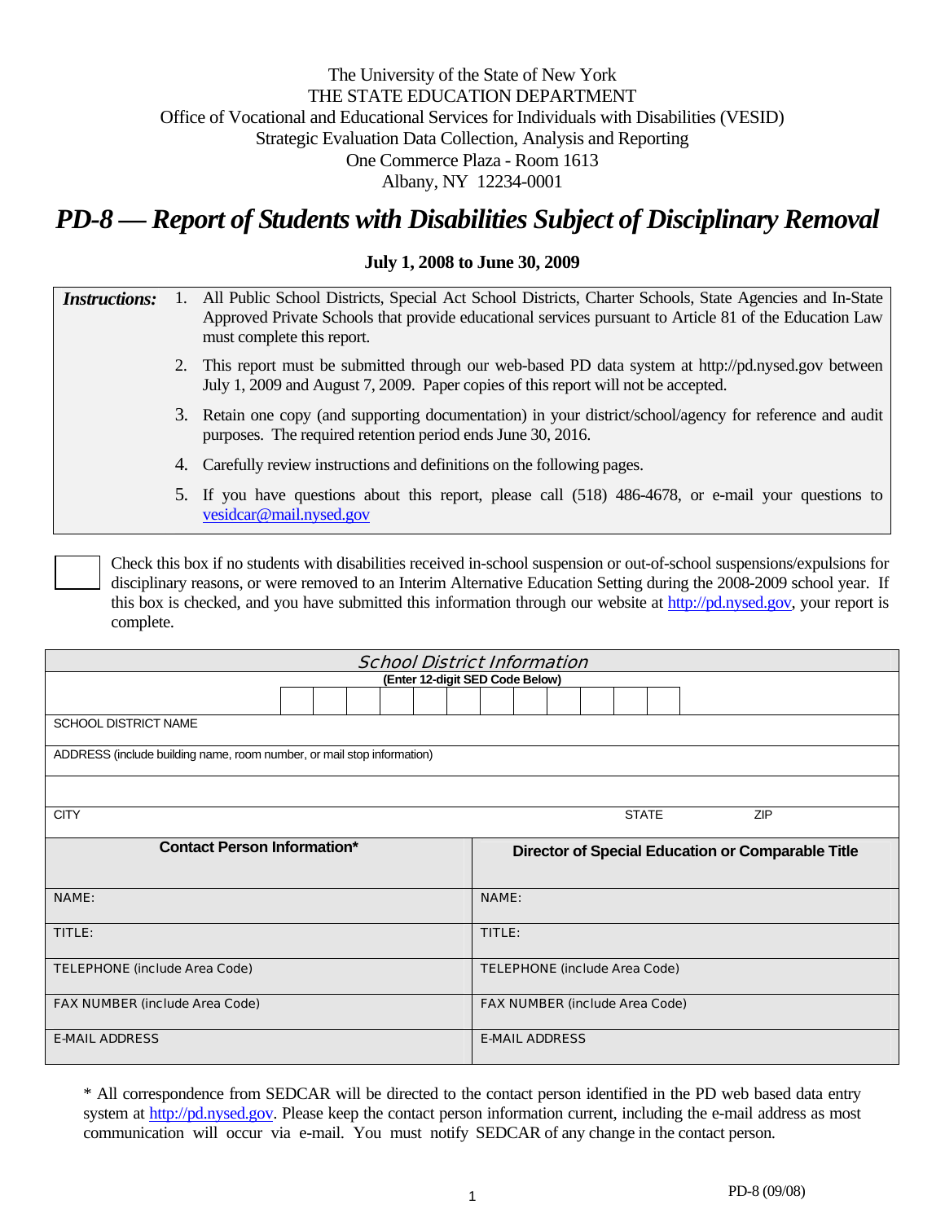The University of the State of New York
THE STATE EDUCATION DEPARTMENT
Office of Vocational and Educational Services for Individuals with Disabilities (VESID)
Strategic Evaluation Data Collection, Analysis and Reporting
One Commerce Plaza - Room 1613
Albany, NY 12234-0001

# *PD-8 — Report of Students with Disabilities Subject of Disciplinary Removal*

**July 1, 2008 to June 30, 2009**

***Instructions:***

1. All Public School Districts, Special Act School Districts, Charter Schools, State Agencies and In-State Approved Private Schools that provide educational services pursuant to Article 81 of the Education Law must complete this report.
2. This report must be submitted through our web-based PD data system at http://pd.nysed.gov between July 1, 2009 and August 7, 2009. Paper copies of this report will not be accepted.
3. Retain one copy (and supporting documentation) in your district/school/agency for reference and audit purposes. The required retention period ends June 30, 2016.
4. Carefully review instructions and definitions on the following pages.
5. If you have questions about this report, please call (518) 486-4678, or e-mail your questions to vesidcar@mail.nysed.gov

☐ Check this box if no students with disabilities received in-school suspension or out-of-school suspensions/expulsions for disciplinary reasons, or were removed to an Interim Alternative Education Setting during the 2008-2009 school year. If this box is checked, and you have submitted this information through our website at http://pd.nysed.gov, your report is complete.

| *School District Information* | | | |
|---|---|---|---|
| **(Enter 12-digit SED Code Below)** | | | |
| SCHOOL DISTRICT NAME | | | |
| ADDRESS (include building name, room number, or mail stop information) | | | |
| | | | |
| CITY | | STATE | ZIP |

| **Contact Person Information*** | **Director of Special Education or Comparable Title** |
|---|---|
| NAME: | NAME: |
| TITLE: | TITLE: |
| TELEPHONE (include Area Code) | TELEPHONE (include Area Code) |
| FAX NUMBER (include Area Code) | FAX NUMBER (include Area Code) |
| E-MAIL ADDRESS | E-MAIL ADDRESS |

* All correspondence from SEDCAR will be directed to the contact person identified in the PD web based data entry system at http://pd.nysed.gov. Please keep the contact person information current, including the e-mail address as most communication will occur via e-mail. You must notify SEDCAR of any change in the contact person.

PD-8 (09/08)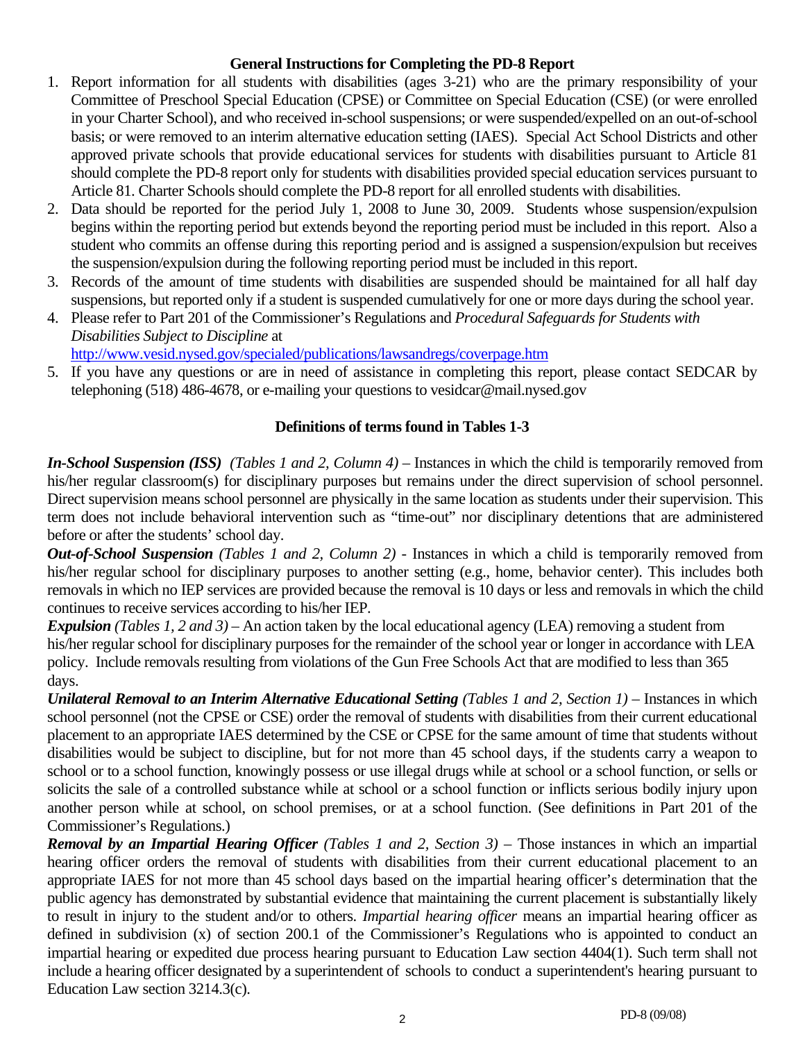## General Instructions for Completing the PD-8 Report

1. Report information for all students with disabilities (ages 3-21) who are the primary responsibility of your Committee of Preschool Special Education (CPSE) or Committee on Special Education (CSE) (or were enrolled in your Charter School), and who received in-school suspensions; or were suspended/expelled on an out-of-school basis; or were removed to an interim alternative education setting (IAES). Special Act School Districts and other approved private schools that provide educational services for students with disabilities pursuant to Article 81 should complete the PD-8 report only for students with disabilities provided special education services pursuant to Article 81. Charter Schools should complete the PD-8 report for all enrolled students with disabilities.
2. Data should be reported for the period July 1, 2008 to June 30, 2009. Students whose suspension/expulsion begins within the reporting period but extends beyond the reporting period must be included in this report. Also a student who commits an offense during this reporting period and is assigned a suspension/expulsion but receives the suspension/expulsion during the following reporting period must be included in this report.
3. Records of the amount of time students with disabilities are suspended should be maintained for all half day suspensions, but reported only if a student is suspended cumulatively for one or more days during the school year.
4. Please refer to Part 201 of the Commissioner's Regulations and *Procedural Safeguards for Students with Disabilities Subject to Discipline* at http://www.vesid.nysed.gov/specialed/publications/lawsandregs/coverpage.htm
5. If you have any questions or are in need of assistance in completing this report, please contact SEDCAR by telephoning (518) 486-4678, or e-mailing your questions to vesidcar@mail.nysed.gov

## Definitions of terms found in Tables 1-3

***In-School Suspension (ISS)*** *(Tables 1 and 2, Column 4)* – Instances in which the child is temporarily removed from his/her regular classroom(s) for disciplinary purposes but remains under the direct supervision of school personnel. Direct supervision means school personnel are physically in the same location as students under their supervision. This term does not include behavioral intervention such as "time-out" nor disciplinary detentions that are administered before or after the students' school day.

***Out-of-School Suspension*** *(Tables 1 and 2, Column 2)* - Instances in which a child is temporarily removed from his/her regular school for disciplinary purposes to another setting (e.g., home, behavior center). This includes both removals in which no IEP services are provided because the removal is 10 days or less and removals in which the child continues to receive services according to his/her IEP.

***Expulsion*** *(Tables 1, 2 and 3)* – An action taken by the local educational agency (LEA) removing a student from his/her regular school for disciplinary purposes for the remainder of the school year or longer in accordance with LEA policy. Include removals resulting from violations of the Gun Free Schools Act that are modified to less than 365 days.

***Unilateral Removal to an Interim Alternative Educational Setting*** *(Tables 1 and 2, Section 1)* – Instances in which school personnel (not the CPSE or CSE) order the removal of students with disabilities from their current educational placement to an appropriate IAES determined by the CSE or CPSE for the same amount of time that students without disabilities would be subject to discipline, but for not more than 45 school days, if the students carry a weapon to school or to a school function, knowingly possess or use illegal drugs while at school or a school function, or sells or solicits the sale of a controlled substance while at school or a school function or inflicts serious bodily injury upon another person while at school, on school premises, or at a school function. (See definitions in Part 201 of the Commissioner's Regulations.)

***Removal by an Impartial Hearing Officer*** *(Tables 1 and 2, Section 3)* – Those instances in which an impartial hearing officer orders the removal of students with disabilities from their current educational placement to an appropriate IAES for not more than 45 school days based on the impartial hearing officer's determination that the public agency has demonstrated by substantial evidence that maintaining the current placement is substantially likely to result in injury to the student and/or to others. *Impartial hearing officer* means an impartial hearing officer as defined in subdivision (x) of section 200.1 of the Commissioner's Regulations who is appointed to conduct an impartial hearing or expedited due process hearing pursuant to Education Law section 4404(1). Such term shall not include a hearing officer designated by a superintendent of schools to conduct a superintendent's hearing pursuant to Education Law section 3214.3(c).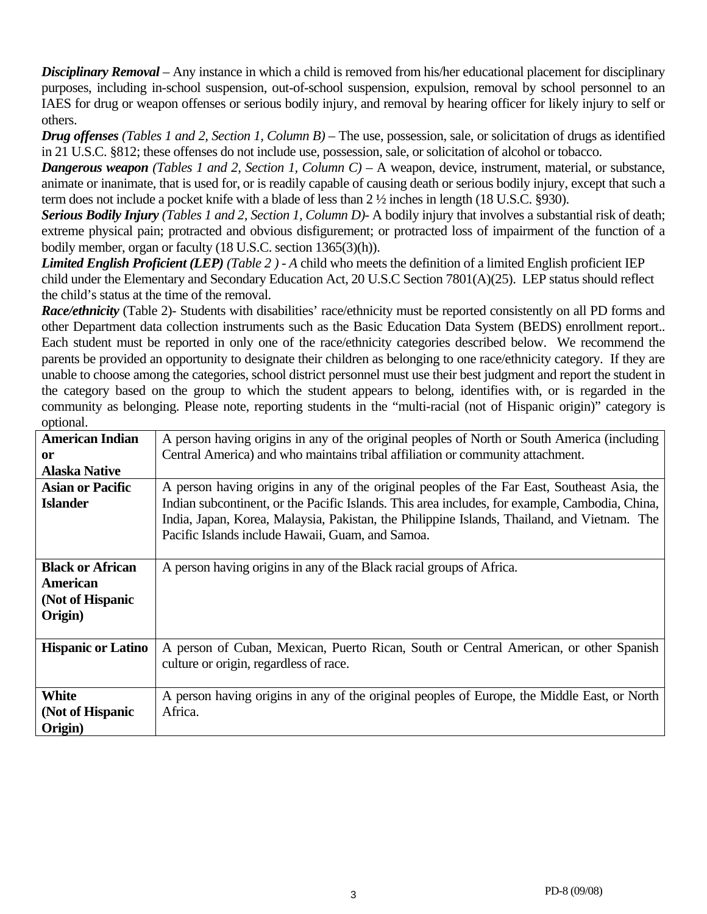***Disciplinary Removal*** – Any instance in which a child is removed from his/her educational placement for disciplinary purposes, including in-school suspension, out-of-school suspension, expulsion, removal by school personnel to an IAES for drug or weapon offenses or serious bodily injury, and removal by hearing officer for likely injury to self or others.

***Drug offenses*** *(Tables 1 and 2, Section 1, Column B)* – The use, possession, sale, or solicitation of drugs as identified in 21 U.S.C. §812; these offenses do not include use, possession, sale, or solicitation of alcohol or tobacco.

***Dangerous weapon*** *(Tables 1 and 2, Section 1, Column C)* – A weapon, device, instrument, material, or substance, animate or inanimate, that is used for, or is readily capable of causing death or serious bodily injury, except that such a term does not include a pocket knife with a blade of less than 2 ½ inches in length (18 U.S.C. §930).

***Serious Bodily Injury*** *(Tables 1 and 2, Section 1, Column D)*- A bodily injury that involves a substantial risk of death; extreme physical pain; protracted and obvious disfigurement; or protracted loss of impairment of the function of a bodily member, organ or faculty (18 U.S.C. section 1365(3)(h)).

***Limited English Proficient (LEP)*** *(Table 2 ) - A* child who meets the definition of a limited English proficient IEP child under the Elementary and Secondary Education Act, 20 U.S.C Section 7801(A)(25). LEP status should reflect the child's status at the time of the removal.

***Race/ethnicity*** (Table 2)- Students with disabilities' race/ethnicity must be reported consistently on all PD forms and other Department data collection instruments such as the Basic Education Data System (BEDS) enrollment report.. Each student must be reported in only one of the race/ethnicity categories described below. We recommend the parents be provided an opportunity to designate their children as belonging to one race/ethnicity category. If they are unable to choose among the categories, school district personnel must use their best judgment and report the student in the category based on the group to which the student appears to belong, identifies with, or is regarded in the community as belonging. Please note, reporting students in the "multi-racial (not of Hispanic origin)" category is optional.

| | |
|---|---|
| **American Indian or Alaska Native** | A person having origins in any of the original peoples of North or South America (including Central America) and who maintains tribal affiliation or community attachment. |
| **Asian or Pacific Islander** | A person having origins in any of the original peoples of the Far East, Southeast Asia, the Indian subcontinent, or the Pacific Islands. This area includes, for example, Cambodia, China, India, Japan, Korea, Malaysia, Pakistan, the Philippine Islands, Thailand, and Vietnam. The Pacific Islands include Hawaii, Guam, and Samoa. |
| **Black or African American (Not of Hispanic Origin)** | A person having origins in any of the Black racial groups of Africa. |
| **Hispanic or Latino** | A person of Cuban, Mexican, Puerto Rican, South or Central American, or other Spanish culture or origin, regardless of race. |
| **White (Not of Hispanic Origin)** | A person having origins in any of the original peoples of Europe, the Middle East, or North Africa. |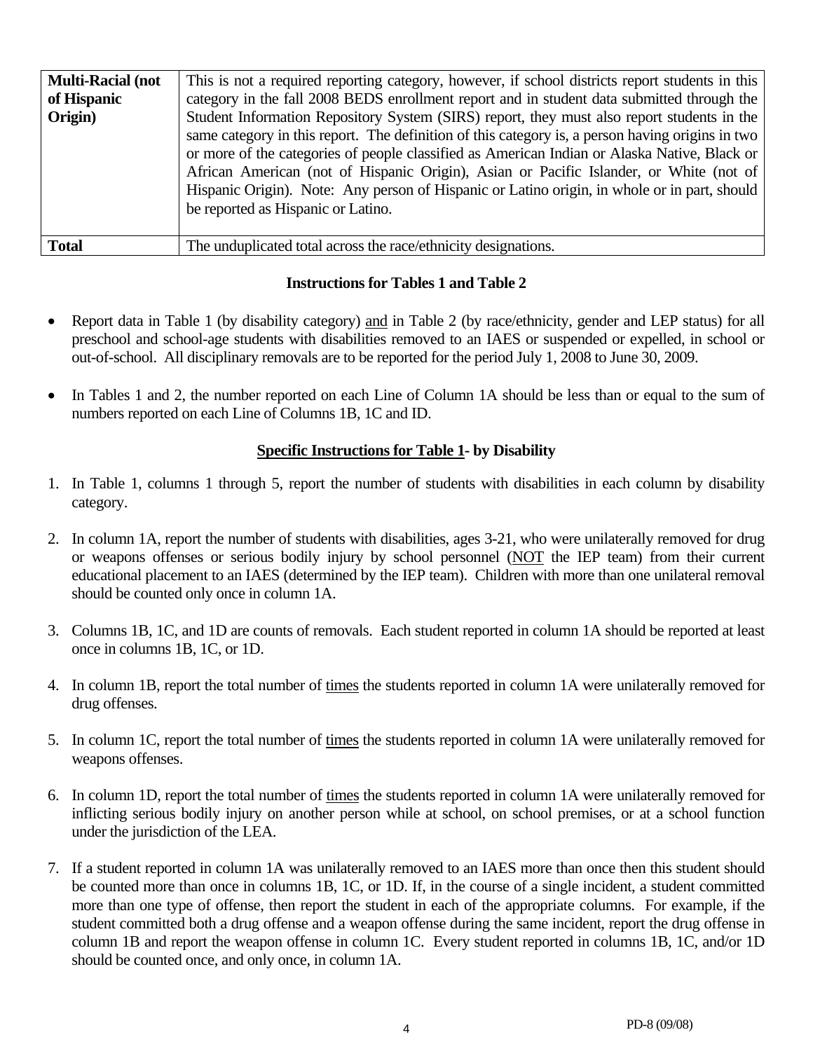| | |
|---|---|
| **Multi-Racial (not of Hispanic Origin)** | This is not a required reporting category, however, if school districts report students in this category in the fall 2008 BEDS enrollment report and in student data submitted through the Student Information Repository System (SIRS) report, they must also report students in the same category in this report. The definition of this category is, a person having origins in two or more of the categories of people classified as American Indian or Alaska Native, Black or African American (not of Hispanic Origin), Asian or Pacific Islander, or White (not of Hispanic Origin). Note: Any person of Hispanic or Latino origin, in whole or in part, should be reported as Hispanic or Latino. |
| **Total** | The unduplicated total across the race/ethnicity designations. |

### Instructions for Tables 1 and Table 2

- Report data in Table 1 (by disability category) <u>and</u> in Table 2 (by race/ethnicity, gender and LEP status) for all preschool and school-age students with disabilities removed to an IAES or suspended or expelled, in school or out-of-school. All disciplinary removals are to be reported for the period July 1, 2008 to June 30, 2009.

- In Tables 1 and 2, the number reported on each Line of Column 1A should be less than or equal to the sum of numbers reported on each Line of Columns 1B, 1C and ID.

### <u>Specific Instructions for Table 1</u>- by Disability

1. In Table 1, columns 1 through 5, report the number of students with disabilities in each column by disability category.

2. In column 1A, report the number of students with disabilities, ages 3-21, who were unilaterally removed for drug or weapons offenses or serious bodily injury by school personnel (<u>NOT</u> the IEP team) from their current educational placement to an IAES (determined by the IEP team). Children with more than one unilateral removal should be counted only once in column 1A.

3. Columns 1B, 1C, and 1D are counts of removals. Each student reported in column 1A should be reported at least once in columns 1B, 1C, or 1D.

4. In column 1B, report the total number of <u>times</u> the students reported in column 1A were unilaterally removed for drug offenses.

5. In column 1C, report the total number of <u>times</u> the students reported in column 1A were unilaterally removed for weapons offenses.

6. In column 1D, report the total number of <u>times</u> the students reported in column 1A were unilaterally removed for inflicting serious bodily injury on another person while at school, on school premises, or at a school function under the jurisdiction of the LEA.

7. If a student reported in column 1A was unilaterally removed to an IAES more than once then this student should be counted more than once in columns 1B, 1C, or 1D. If, in the course of a single incident, a student committed more than one type of offense, then report the student in each of the appropriate columns. For example, if the student committed both a drug offense and a weapon offense during the same incident, report the drug offense in column 1B and report the weapon offense in column 1C. Every student reported in columns 1B, 1C, and/or 1D should be counted once, and only once, in column 1A.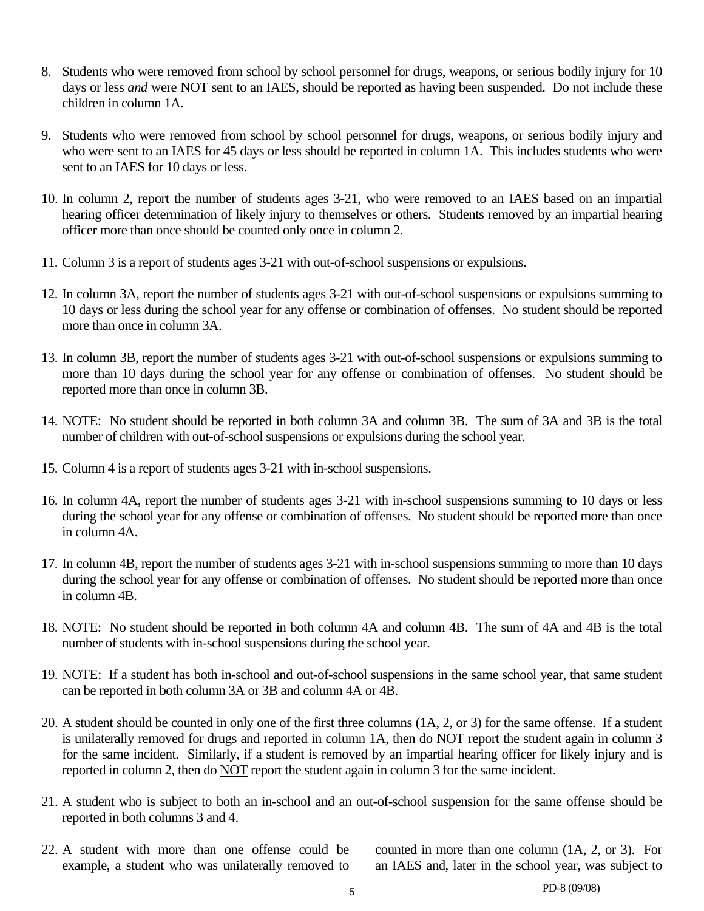8. Students who were removed from school by school personnel for drugs, weapons, or serious bodily injury for 10 days or less *and* were NOT sent to an IAES, should be reported as having been suspended. Do not include these children in column 1A.

9. Students who were removed from school by school personnel for drugs, weapons, or serious bodily injury and who were sent to an IAES for 45 days or less should be reported in column 1A. This includes students who were sent to an IAES for 10 days or less.

10. In column 2, report the number of students ages 3-21, who were removed to an IAES based on an impartial hearing officer determination of likely injury to themselves or others. Students removed by an impartial hearing officer more than once should be counted only once in column 2.

11. Column 3 is a report of students ages 3-21 with out-of-school suspensions or expulsions.

12. In column 3A, report the number of students ages 3-21 with out-of-school suspensions or expulsions summing to 10 days or less during the school year for any offense or combination of offenses. No student should be reported more than once in column 3A.

13. In column 3B, report the number of students ages 3-21 with out-of-school suspensions or expulsions summing to more than 10 days during the school year for any offense or combination of offenses. No student should be reported more than once in column 3B.

14. NOTE: No student should be reported in both column 3A and column 3B. The sum of 3A and 3B is the total number of children with out-of-school suspensions or expulsions during the school year.

15. Column 4 is a report of students ages 3-21 with in-school suspensions.

16. In column 4A, report the number of students ages 3-21 with in-school suspensions summing to 10 days or less during the school year for any offense or combination of offenses. No student should be reported more than once in column 4A.

17. In column 4B, report the number of students ages 3-21 with in-school suspensions summing to more than 10 days during the school year for any offense or combination of offenses. No student should be reported more than once in column 4B.

18. NOTE: No student should be reported in both column 4A and column 4B. The sum of 4A and 4B is the total number of students with in-school suspensions during the school year.

19. NOTE: If a student has both in-school and out-of-school suspensions in the same school year, that same student can be reported in both column 3A or 3B and column 4A or 4B.

20. A student should be counted in only one of the first three columns (1A, 2, or 3) <u>for the same offense</u>. If a student is unilaterally removed for drugs and reported in column 1A, then do <u>NOT</u> report the student again in column 3 for the same incident. Similarly, if a student is removed by an impartial hearing officer for likely injury and is reported in column 2, then do <u>NOT</u> report the student again in column 3 for the same incident.

21. A student who is subject to both an in-school and an out-of-school suspension for the same offense should be reported in both columns 3 and 4.

22. A student with more than one offense could be counted in more than one column (1A, 2, or 3). For example, a student who was unilaterally removed to an IAES and, later in the school year, was subject to

PD-8 (09/08)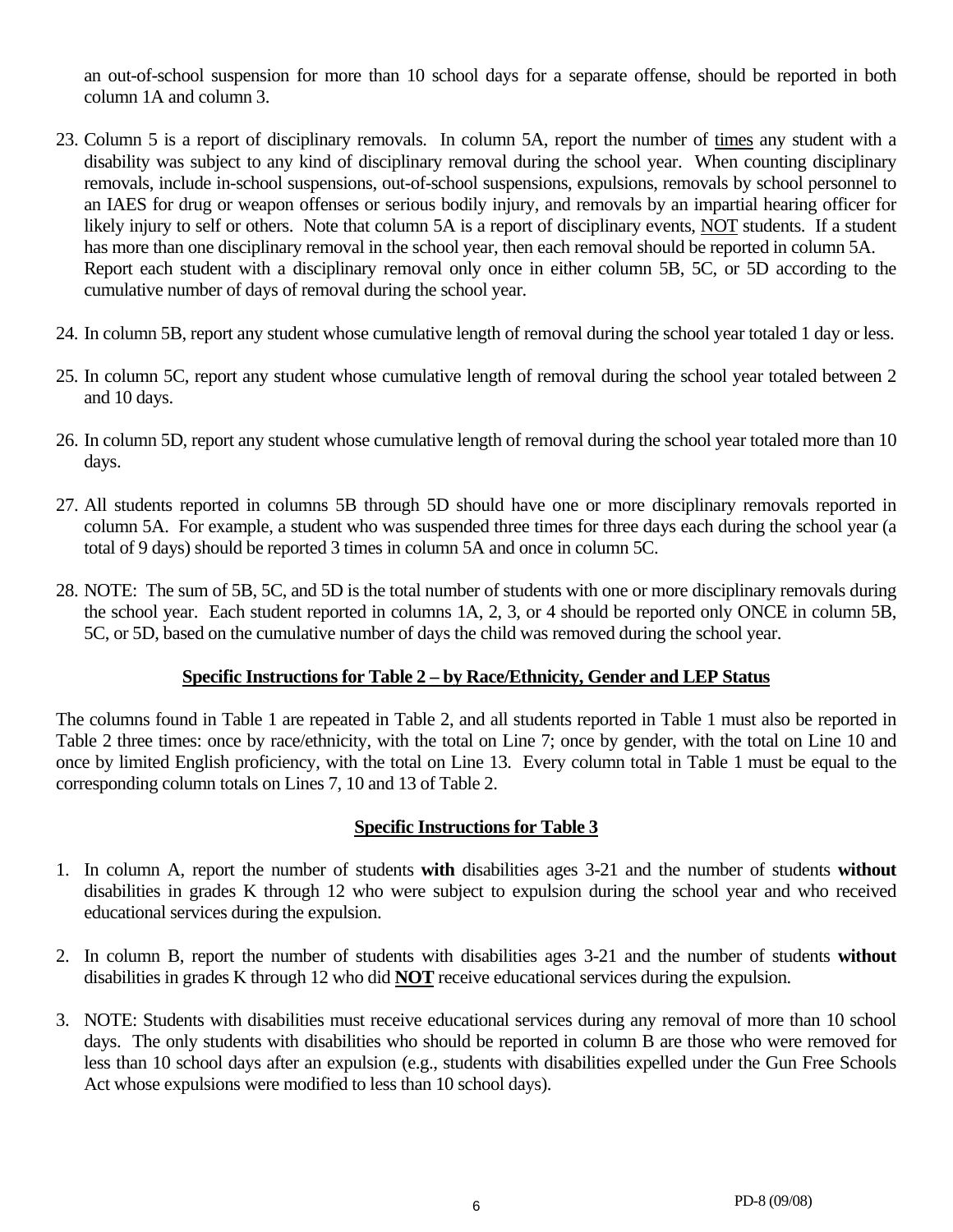an out-of-school suspension for more than 10 school days for a separate offense, should be reported in both column 1A and column 3.

23. Column 5 is a report of disciplinary removals. In column 5A, report the number of times any student with a disability was subject to any kind of disciplinary removal during the school year. When counting disciplinary removals, include in-school suspensions, out-of-school suspensions, expulsions, removals by school personnel to an IAES for drug or weapon offenses or serious bodily injury, and removals by an impartial hearing officer for likely injury to self or others. Note that column 5A is a report of disciplinary events, NOT students. If a student has more than one disciplinary removal in the school year, then each removal should be reported in column 5A. Report each student with a disciplinary removal only once in either column 5B, 5C, or 5D according to the cumulative number of days of removal during the school year.

24. In column 5B, report any student whose cumulative length of removal during the school year totaled 1 day or less.

25. In column 5C, report any student whose cumulative length of removal during the school year totaled between 2 and 10 days.

26. In column 5D, report any student whose cumulative length of removal during the school year totaled more than 10 days.

27. All students reported in columns 5B through 5D should have one or more disciplinary removals reported in column 5A. For example, a student who was suspended three times for three days each during the school year (a total of 9 days) should be reported 3 times in column 5A and once in column 5C.

28. NOTE: The sum of 5B, 5C, and 5D is the total number of students with one or more disciplinary removals during the school year. Each student reported in columns 1A, 2, 3, or 4 should be reported only ONCE in column 5B, 5C, or 5D, based on the cumulative number of days the child was removed during the school year.

## Specific Instructions for Table 2 – by Race/Ethnicity, Gender and LEP Status

The columns found in Table 1 are repeated in Table 2, and all students reported in Table 1 must also be reported in Table 2 three times: once by race/ethnicity, with the total on Line 7; once by gender, with the total on Line 10 and once by limited English proficiency, with the total on Line 13. Every column total in Table 1 must be equal to the corresponding column totals on Lines 7, 10 and 13 of Table 2.

## Specific Instructions for Table 3

1. In column A, report the number of students **with** disabilities ages 3-21 and the number of students **without** disabilities in grades K through 12 who were subject to expulsion during the school year and who received educational services during the expulsion.

2. In column B, report the number of students with disabilities ages 3-21 and the number of students **without** disabilities in grades K through 12 who did **NOT** receive educational services during the expulsion.

3. NOTE: Students with disabilities must receive educational services during any removal of more than 10 school days. The only students with disabilities who should be reported in column B are those who were removed for less than 10 school days after an expulsion (e.g., students with disabilities expelled under the Gun Free Schools Act whose expulsions were modified to less than 10 school days).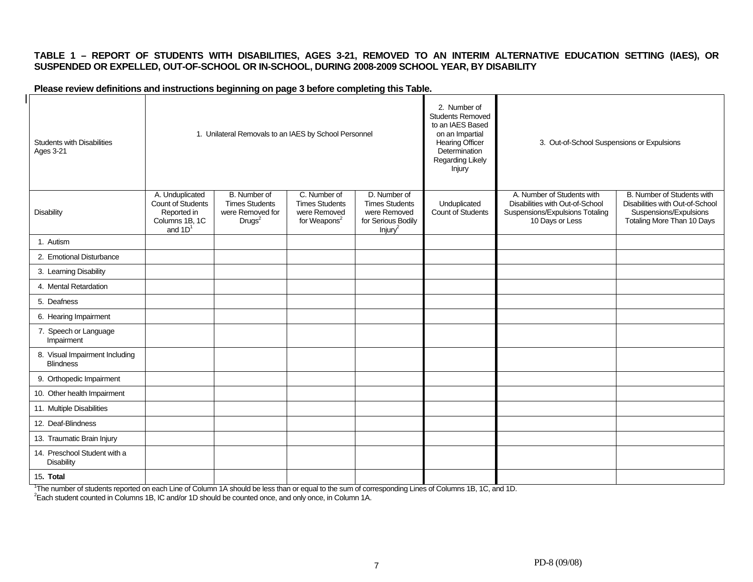**TABLE 1 – REPORT OF STUDENTS WITH DISABILITIES, AGES 3-21, REMOVED TO AN INTERIM ALTERNATIVE EDUCATION SETTING (IAES), OR SUSPENDED OR EXPELLED, OUT-OF-SCHOOL OR IN-SCHOOL, DURING 2008-2009 SCHOOL YEAR, BY DISABILITY**

**Please review definitions and instructions beginning on page 3 before completing this Table.**

| Students with Disabilities Ages 3-21 | 1. Unilateral Removals to an IAES by School Personnel | | | | 2. Number of Students Removed to an IAES Based on an Impartial Hearing Officer Determination Regarding Likely Injury | 3. Out-of-School Suspensions or Expulsions | |
|---|---|---|---|---|---|---|---|
| Disability | A. Unduplicated Count of Students Reported in Columns 1B, 1C and 1D[1] | B. Number of Times Students were Removed for Drugs[2] | C. Number of Times Students were Removed for Weapons[2] | D. Number of Times Students were Removed for Serious Bodily Injury[2] | Unduplicated Count of Students | A. Number of Students with Disabilities with Out-of-School Suspensions/Expulsions Totaling 10 Days or Less | B. Number of Students with Disabilities with Out-of-School Suspensions/Expulsions Totaling More Than 10 Days |
| 1. Autism | | | | | | | |
| 2. Emotional Disturbance | | | | | | | |
| 3. Learning Disability | | | | | | | |
| 4. Mental Retardation | | | | | | | |
| 5. Deafness | | | | | | | |
| 6. Hearing Impairment | | | | | | | |
| 7. Speech or Language Impairment | | | | | | | |
| 8. Visual Impairment Including Blindness | | | | | | | |
| 9. Orthopedic Impairment | | | | | | | |
| 10. Other health Impairment | | | | | | | |
| 11. Multiple Disabilities | | | | | | | |
| 12. Deaf-Blindness | | | | | | | |
| 13. Traumatic Brain Injury | | | | | | | |
| 14. Preschool Student with a Disability | | | | | | | |
| 15**. Total** | | | | | | | |

[1]The number of students reported on each Line of Column 1A should be less than or equal to the sum of corresponding Lines of Columns 1B, 1C, and 1D.

[2]Each student counted in Columns 1B, IC and/or 1D should be counted once, and only once, in Column 1A.

PD-8 (09/08)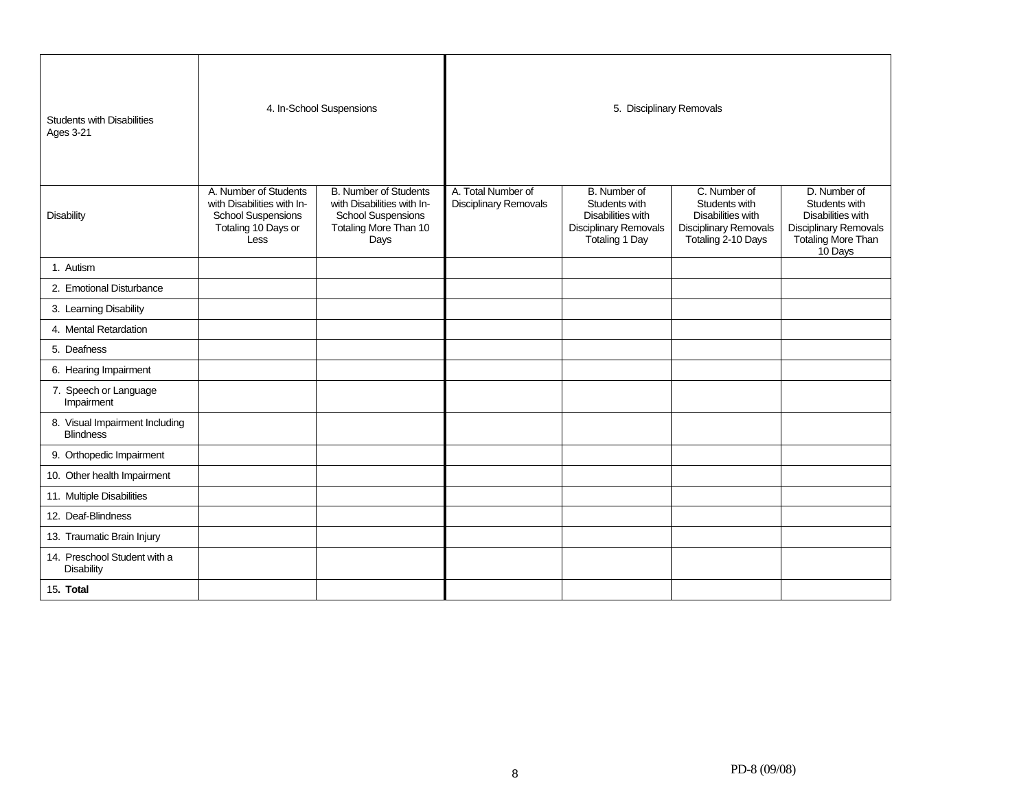| Students with Disabilities Ages 3-21 | 4. In-School Suspensions | | 5. Disciplinary Removals | | | |
|---|---|---|---|---|---|---|
| Disability | A. Number of Students with Disabilities with In-School Suspensions Totaling 10 Days or Less | B. Number of Students with Disabilities with In-School Suspensions Totaling More Than 10 Days | A. Total Number of Disciplinary Removals | B. Number of Students with Disabilities with Disciplinary Removals Totaling 1 Day | C. Number of Students with Disabilities with Disciplinary Removals Totaling 2-10 Days | D. Number of Students with Disabilities with Disciplinary Removals Totaling More Than 10 Days |
| 1. Autism | | | | | | |
| 2. Emotional Disturbance | | | | | | |
| 3. Learning Disability | | | | | | |
| 4. Mental Retardation | | | | | | |
| 5. Deafness | | | | | | |
| 6. Hearing Impairment | | | | | | |
| 7. Speech or Language Impairment | | | | | | |
| 8. Visual Impairment Including Blindness | | | | | | |
| 9. Orthopedic Impairment | | | | | | |
| 10. Other health Impairment | | | | | | |
| 11. Multiple Disabilities | | | | | | |
| 12. Deaf-Blindness | | | | | | |
| 13. Traumatic Brain Injury | | | | | | |
| 14. Preschool Student with a Disability | | | | | | |
| 15. **Total** | | | | | | |

PD-8 (09/08)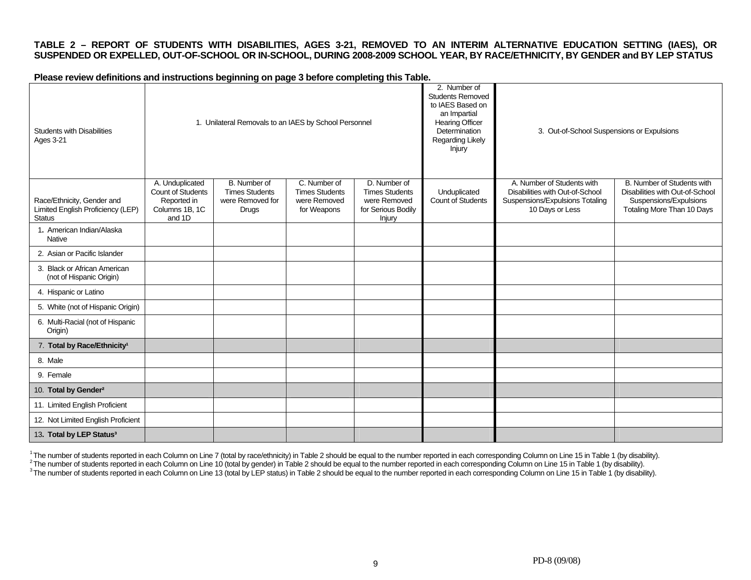**TABLE 2 – REPORT OF STUDENTS WITH DISABILITIES, AGES 3-21, REMOVED TO AN INTERIM ALTERNATIVE EDUCATION SETTING (IAES), OR SUSPENDED OR EXPELLED, OUT-OF-SCHOOL OR IN-SCHOOL, DURING 2008-2009 SCHOOL YEAR, BY RACE/ETHNICITY, BY GENDER and BY LEP STATUS**

**Please review definitions and instructions beginning on page 3 before completing this Table.**

| Students with Disabilities Ages 3-21 | 1. Unilateral Removals to an IAES by School Personnel | | | | 2. Number of Students Removed to IAES Based on an Impartial Hearing Officer Determination Regarding Likely Injury | 3. Out-of-School Suspensions or Expulsions | |
|---|---|---|---|---|---|---|---|
| Race/Ethnicity, Gender and Limited English Proficiency (LEP) Status | A. Unduplicated Count of Students Reported in Columns 1B, 1C and 1D | B. Number of Times Students were Removed for Drugs | C. Number of Times Students were Removed for Weapons | D. Number of Times Students were Removed for Serious Bodily Injury | Unduplicated Count of Students | A. Number of Students with Disabilities with Out-of-School Suspensions/Expulsions Totaling 10 Days or Less | B. Number of Students with Disabilities with Out-of-School Suspensions/Expulsions Totaling More Than 10 Days |
| 1. American Indian/Alaska Native | | | | | | | |
| 2. Asian or Pacific Islander | | | | | | | |
| 3. Black or African American (not of Hispanic Origin) | | | | | | | |
| 4. Hispanic or Latino | | | | | | | |
| 5. White (not of Hispanic Origin) | | | | | | | |
| 6. Multi-Racial (not of Hispanic Origin) | | | | | | | |
| 7. **Total by Race/Ethnicity**[1] | | | | | | | |
| 8. Male | | | | | | | |
| 9. Female | | | | | | | |
| 10. **Total by Gender**[2] | | | | | | | |
| 11. Limited English Proficient | | | | | | | |
| 12. Not Limited English Proficient | | | | | | | |
| 13. **Total by LEP Status**[3] | | | | | | | |

[1] The number of students reported in each Column on Line 7 (total by race/ethnicity) in Table 2 should be equal to the number reported in each corresponding Column on Line 15 in Table 1 (by disability).
[2] The number of students reported in each Column on Line 10 (total by gender) in Table 2 should be equal to the number reported in each corresponding Column on Line 15 in Table 1 (by disability).
[3] The number of students reported in each Column on Line 13 (total by LEP status) in Table 2 should be equal to the number reported in each corresponding Column on Line 15 in Table 1 (by disability).

PD-8 (09/08)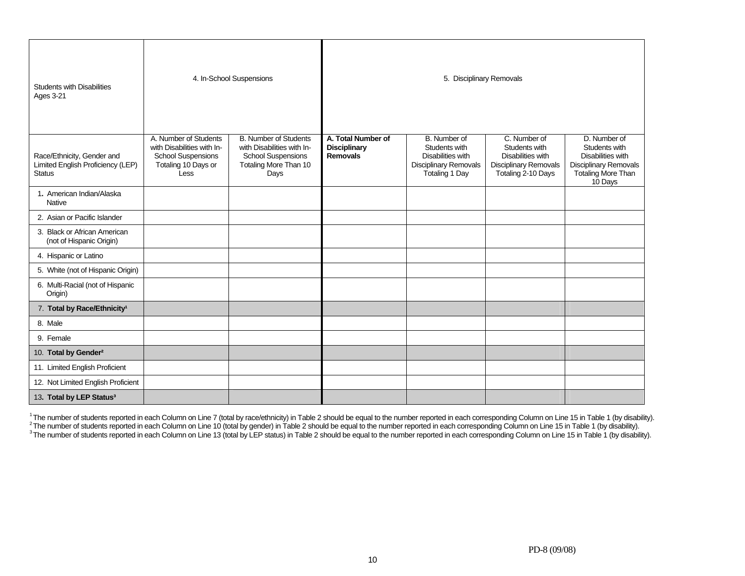| Students with Disabilities Ages 3-21 | 4. In-School Suspensions | | 5. Disciplinary Removals | | | |
|---|---|---|---|---|---|---|
| Race/Ethnicity, Gender and Limited English Proficiency (LEP) Status | A. Number of Students with Disabilities with In-School Suspensions Totaling 10 Days or Less | B. Number of Students with Disabilities with In-School Suspensions Totaling More Than 10 Days | **A. Total Number of Disciplinary Removals** | B. Number of Students with Disabilities with Disciplinary Removals Totaling 1 Day | C. Number of Students with Disabilities with Disciplinary Removals Totaling 2-10 Days | D. Number of Students with Disabilities with Disciplinary Removals Totaling More Than 10 Days |
| 1. American Indian/Alaska Native | | | | | | |
| 2. Asian or Pacific Islander | | | | | | |
| 3. Black or African American (not of Hispanic Origin) | | | | | | |
| 4. Hispanic or Latino | | | | | | |
| 5. White (not of Hispanic Origin) | | | | | | |
| 6. Multi-Racial (not of Hispanic Origin) | | | | | | |
| 7. **Total by Race/Ethnicity**[1] | | | | | | |
| 8. Male | | | | | | |
| 9. Female | | | | | | |
| 10. **Total by Gender**[2] | | | | | | |
| 11. Limited English Proficient | | | | | | |
| 12. Not Limited English Proficient | | | | | | |
| 13. **Total by LEP Status**[3] | | | | | | |

[1] The number of students reported in each Column on Line 7 (total by race/ethnicity) in Table 2 should be equal to the number reported in each corresponding Column on Line 15 in Table 1 (by disability).
[2] The number of students reported in each Column on Line 10 (total by gender) in Table 2 should be equal to the number reported in each corresponding Column on Line 15 in Table 1 (by disability).
[3] The number of students reported in each Column on Line 13 (total by LEP status) in Table 2 should be equal to the number reported in each corresponding Column on Line 15 in Table 1 (by disability).

PD-8 (09/08)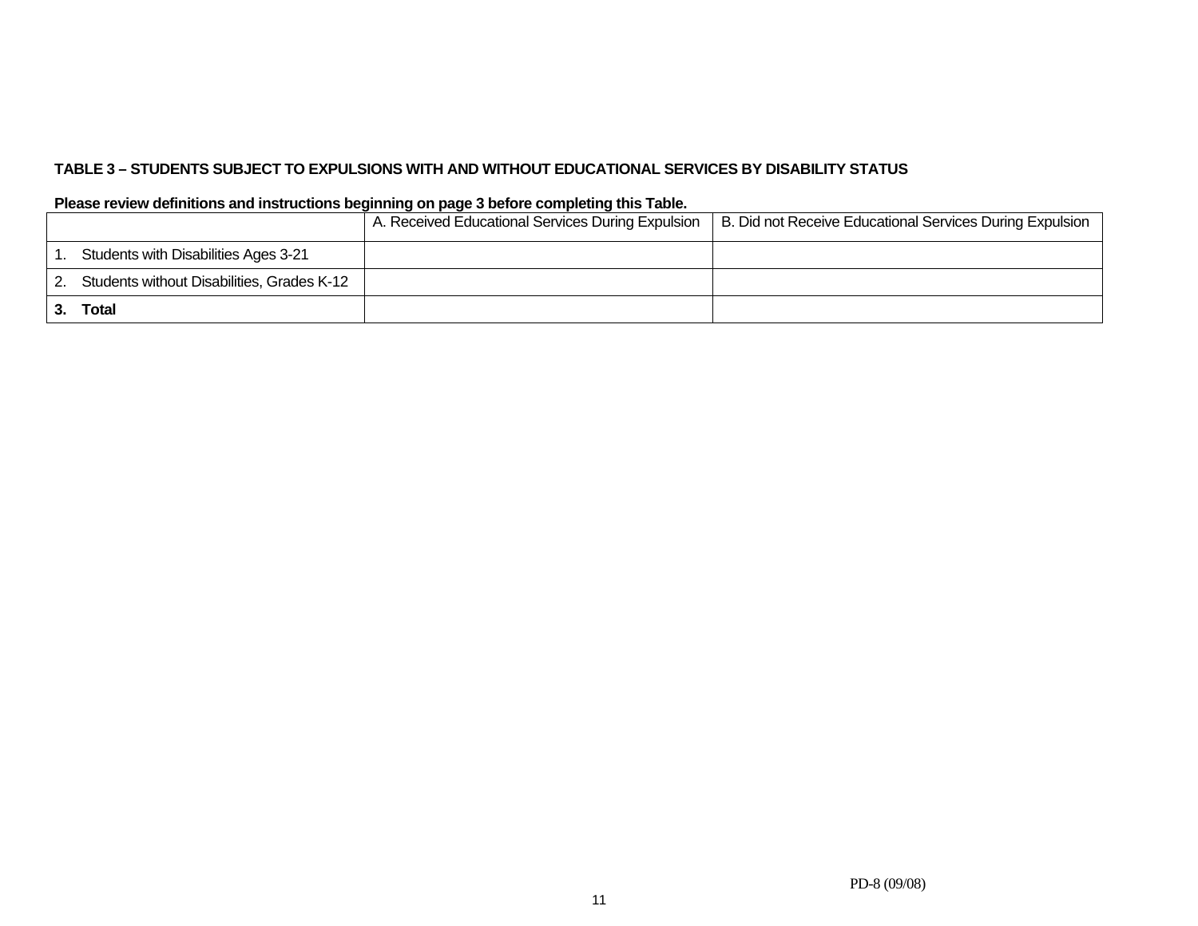**TABLE 3 – STUDENTS SUBJECT TO EXPULSIONS WITH AND WITHOUT EDUCATIONAL SERVICES BY DISABILITY STATUS**

**Please review definitions and instructions beginning on page 3 before completing this Table.**

| | A. Received Educational Services During Expulsion | B. Did not Receive Educational Services During Expulsion |
|---|---|---|
| 1. Students with Disabilities Ages 3-21 | | |
| 2. Students without Disabilities, Grades K-12 | | |
| **3. Total** | | |

PD-8 (09/08)